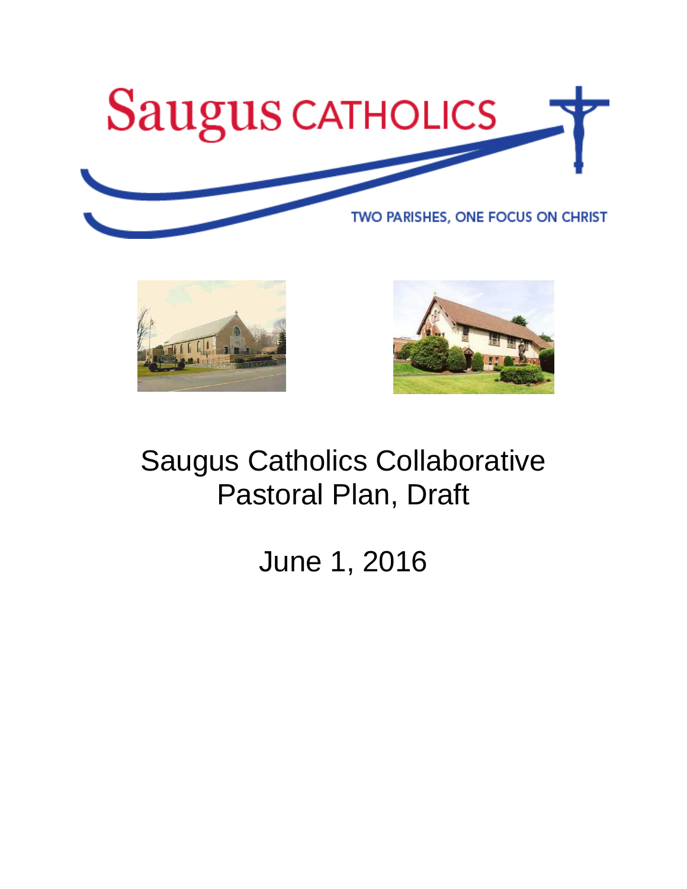Saugus CATHOLICS

TWO PARISHES, ONE FOCUS ON CHRIST

# Saugus Catholics Collaborative Pastoral Plan, Draft

June 1, 2016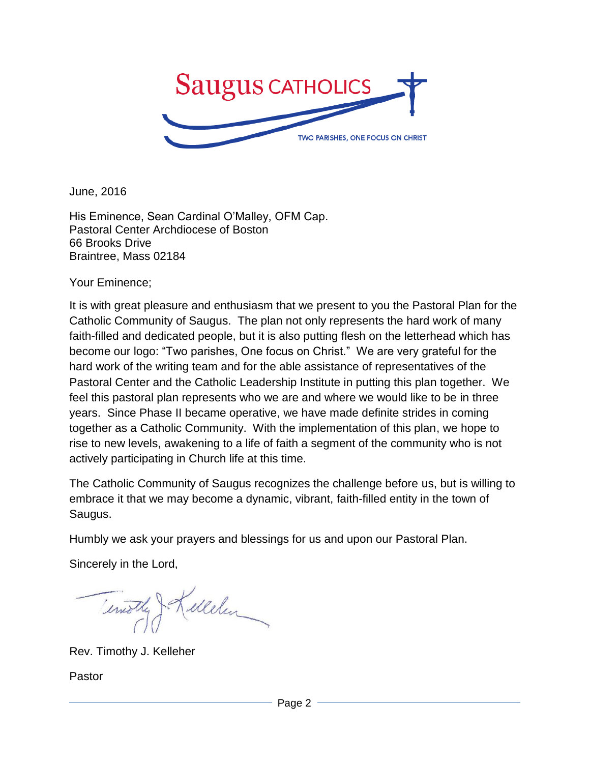Saugus CATHOLICS

TWO PARISHES, ONE FOCUS ON CHRIST

June, 2016

His Eminence, Sean Cardinal O'Malley, OFM Cap.
Pastoral Center Archdiocese of Boston
66 Brooks Drive
Braintree, Mass 02184

Your Eminence;

It is with great pleasure and enthusiasm that we present to you the Pastoral Plan for the Catholic Community of Saugus. The plan not only represents the hard work of many faith-filled and dedicated people, but it is also putting flesh on the letterhead which has become our logo: "Two parishes, One focus on Christ." We are very grateful for the hard work of the writing team and for the able assistance of representatives of the Pastoral Center and the Catholic Leadership Institute in putting this plan together. We feel this pastoral plan represents who we are and where we would like to be in three years. Since Phase II became operative, we have made definite strides in coming together as a Catholic Community. With the implementation of this plan, we hope to rise to new levels, awakening to a life of faith a segment of the community who is not actively participating in Church life at this time.

The Catholic Community of Saugus recognizes the challenge before us, but is willing to embrace it that we may become a dynamic, vibrant, faith-filled entity in the town of Saugus.

Humbly we ask your prayers and blessings for us and upon our Pastoral Plan.

Sincerely in the Lord,

Timothy J. Kelleher

Rev. Timothy J. Kelleher

Pastor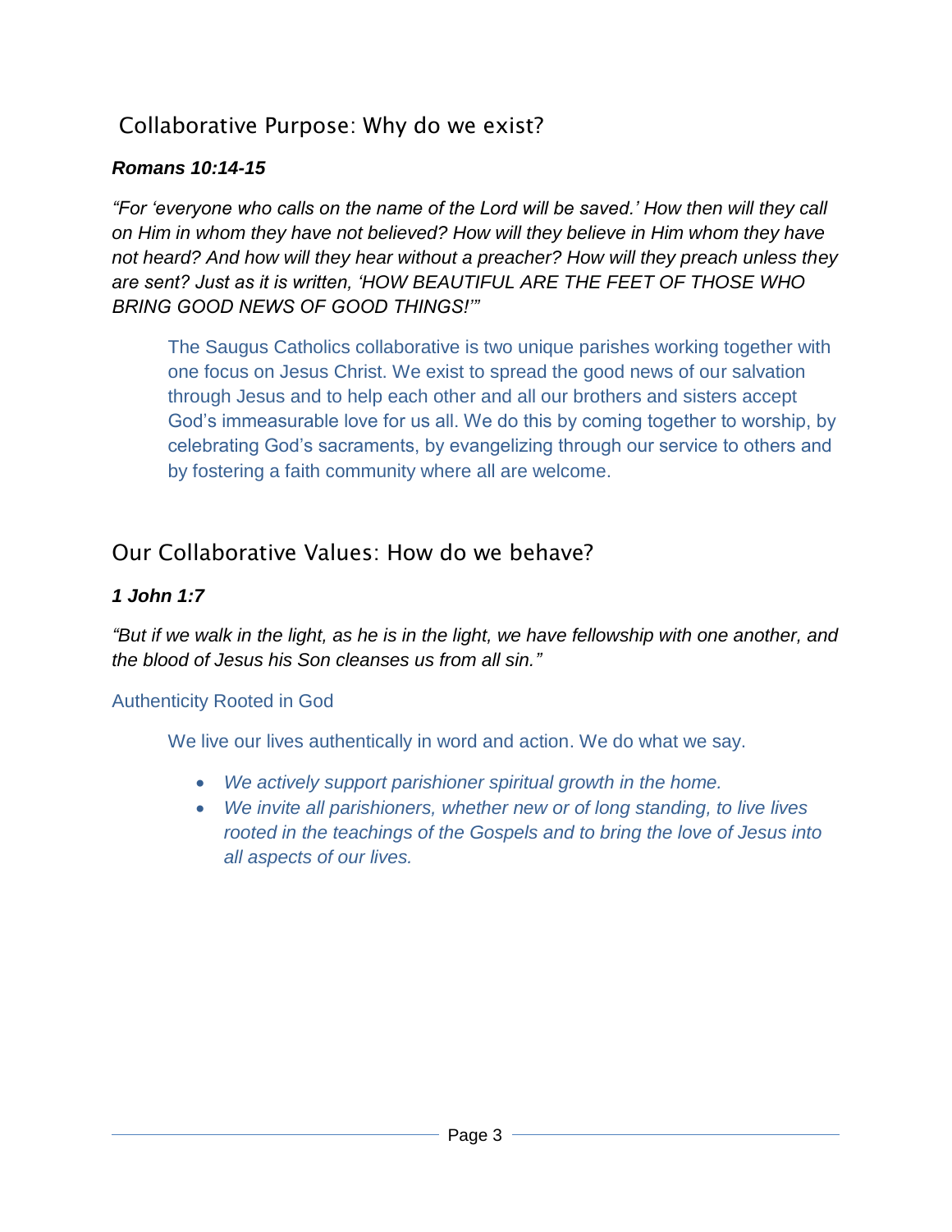## Collaborative Purpose: Why do we exist?

***Romans 10:14-15***

*"For 'everyone who calls on the name of the Lord will be saved.' How then will they call on Him in whom they have not believed? How will they believe in Him whom they have not heard? And how will they hear without a preacher? How will they preach unless they are sent? Just as it is written, 'HOW BEAUTIFUL ARE THE FEET OF THOSE WHO BRING GOOD NEWS OF GOOD THINGS!'"*

The Saugus Catholics collaborative is two unique parishes working together with one focus on Jesus Christ. We exist to spread the good news of our salvation through Jesus and to help each other and all our brothers and sisters accept God's immeasurable love for us all. We do this by coming together to worship, by celebrating God's sacraments, by evangelizing through our service to others and by fostering a faith community where all are welcome.

## Our Collaborative Values: How do we behave?

***1 John 1:7***

*"But if we walk in the light, as he is in the light, we have fellowship with one another, and the blood of Jesus his Son cleanses us from all sin."*

### Authenticity Rooted in God

We live our lives authentically in word and action. We do what we say.

- *We actively support parishioner spiritual growth in the home.*
- *We invite all parishioners, whether new or of long standing, to live lives rooted in the teachings of the Gospels and to bring the love of Jesus into all aspects of our lives.*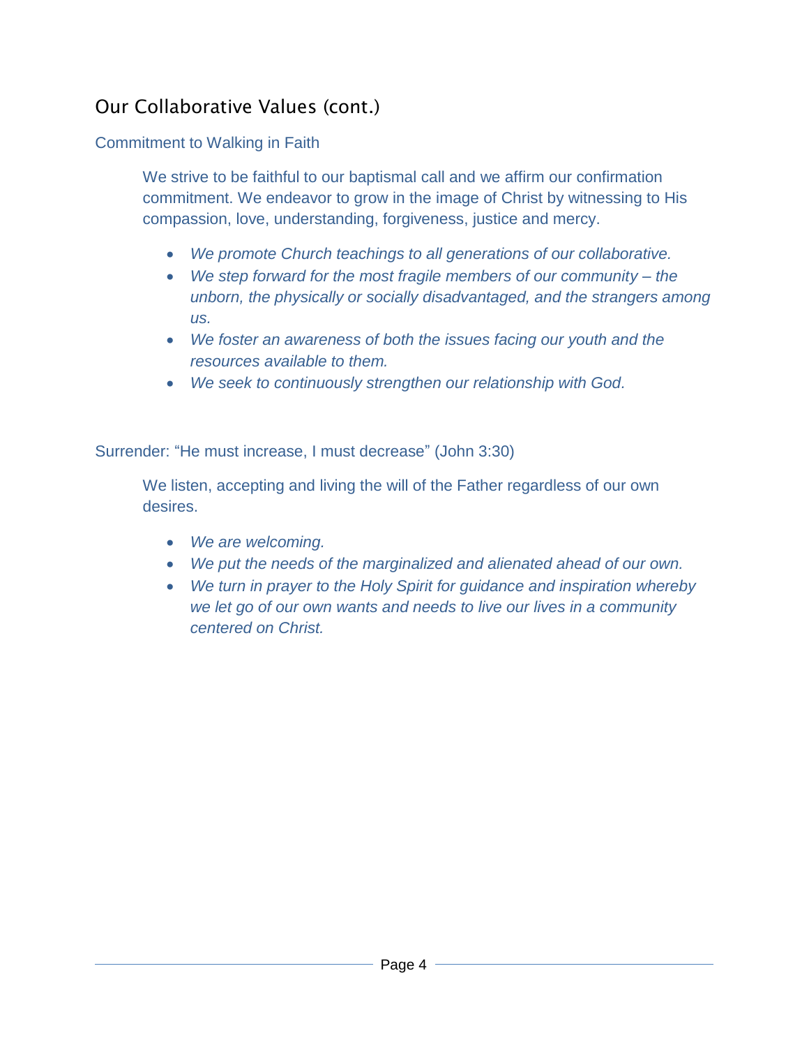## Our Collaborative Values (cont.)

### Commitment to Walking in Faith

We strive to be faithful to our baptismal call and we affirm our confirmation commitment. We endeavor to grow in the image of Christ by witnessing to His compassion, love, understanding, forgiveness, justice and mercy.

- *We promote Church teachings to all generations of our collaborative.*
- *We step forward for the most fragile members of our community – the unborn, the physically or socially disadvantaged, and the strangers among us.*
- *We foster an awareness of both the issues facing our youth and the resources available to them.*
- *We seek to continuously strengthen our relationship with God.*

### Surrender: “He must increase, I must decrease” (John 3:30)

We listen, accepting and living the will of the Father regardless of our own desires.

- *We are welcoming.*
- *We put the needs of the marginalized and alienated ahead of our own.*
- *We turn in prayer to the Holy Spirit for guidance and inspiration whereby we let go of our own wants and needs to live our lives in a community centered on Christ.*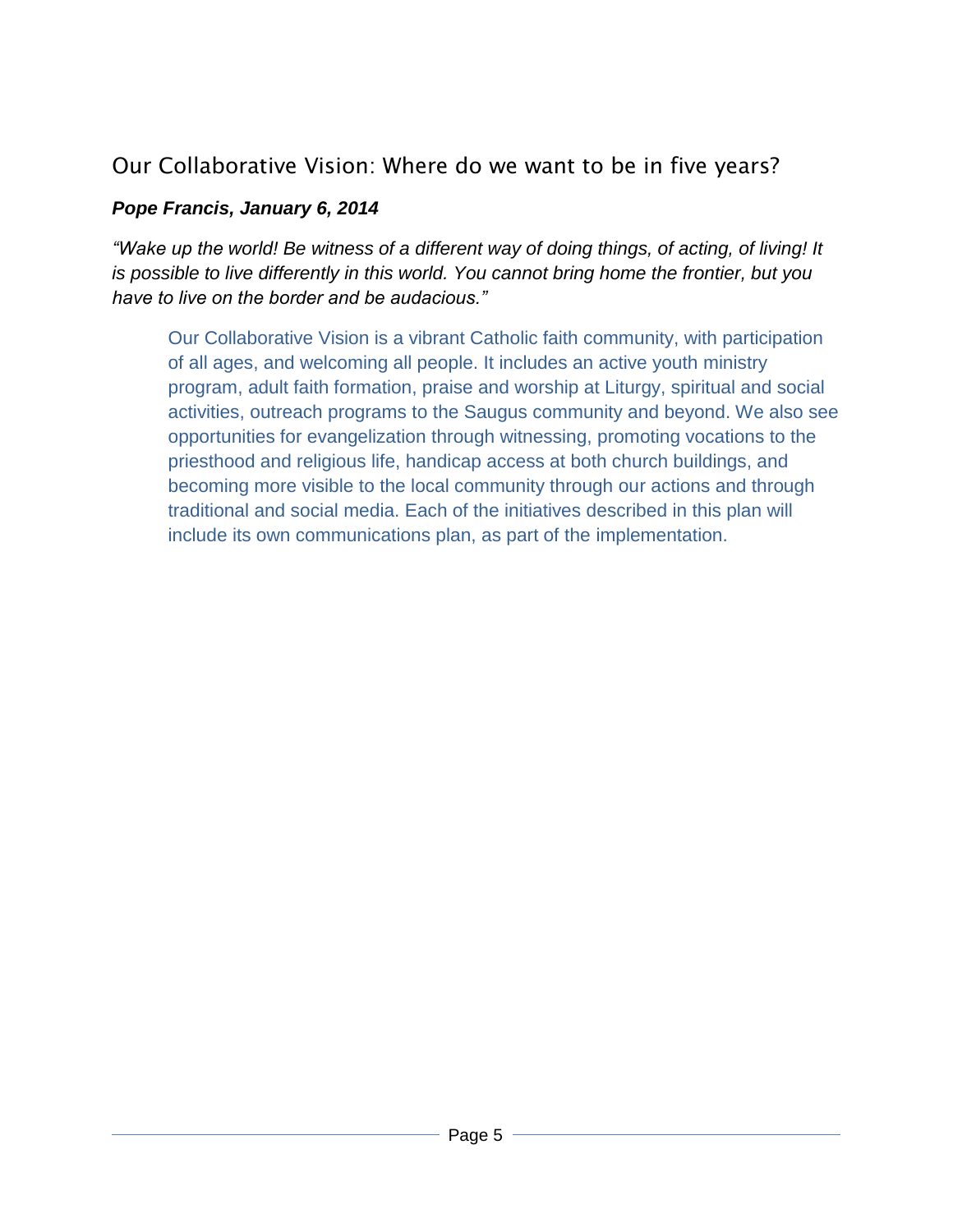## Our Collaborative Vision: Where do we want to be in five years?

***Pope Francis, January 6, 2014***

*"Wake up the world! Be witness of a different way of doing things, of acting, of living! It is possible to live differently in this world. You cannot bring home the frontier, but you have to live on the border and be audacious."*

Our Collaborative Vision is a vibrant Catholic faith community, with participation of all ages, and welcoming all people. It includes an active youth ministry program, adult faith formation, praise and worship at Liturgy, spiritual and social activities, outreach programs to the Saugus community and beyond. We also see opportunities for evangelization through witnessing, promoting vocations to the priesthood and religious life, handicap access at both church buildings, and becoming more visible to the local community through our actions and through traditional and social media. Each of the initiatives described in this plan will include its own communications plan, as part of the implementation.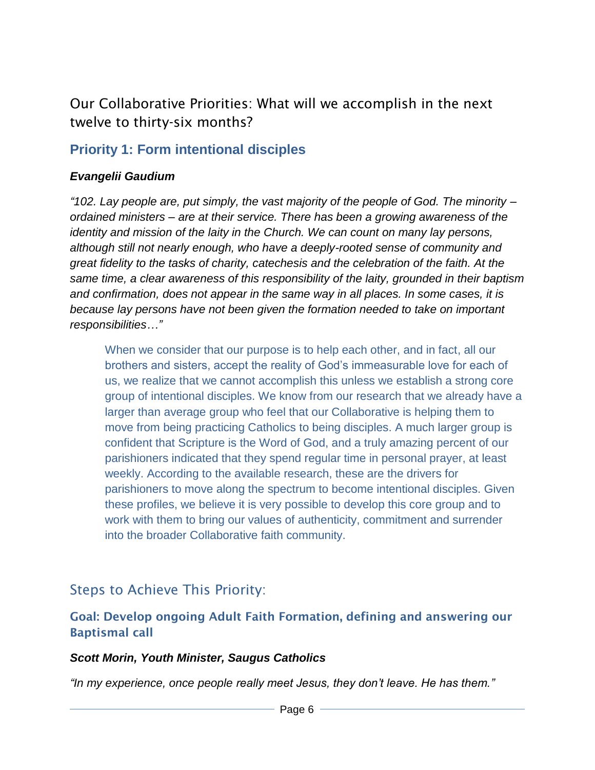## Our Collaborative Priorities: What will we accomplish in the next twelve to thirty-six months?

### Priority 1: Form intentional disciples

***Evangelii Gaudium***

*"102. Lay people are, put simply, the vast majority of the people of God. The minority – ordained ministers – are at their service. There has been a growing awareness of the identity and mission of the laity in the Church. We can count on many lay persons, although still not nearly enough, who have a deeply-rooted sense of community and great fidelity to the tasks of charity, catechesis and the celebration of the faith. At the same time, a clear awareness of this responsibility of the laity, grounded in their baptism and confirmation, does not appear in the same way in all places. In some cases, it is because lay persons have not been given the formation needed to take on important responsibilities…"*

> When we consider that our purpose is to help each other, and in fact, all our brothers and sisters, accept the reality of God's immeasurable love for each of us, we realize that we cannot accomplish this unless we establish a strong core group of intentional disciples. We know from our research that we already have a larger than average group who feel that our Collaborative is helping them to move from being practicing Catholics to being disciples. A much larger group is confident that Scripture is the Word of God, and a truly amazing percent of our parishioners indicated that they spend regular time in personal prayer, at least weekly. According to the available research, these are the drivers for parishioners to move along the spectrum to become intentional disciples. Given these profiles, we believe it is very possible to develop this core group and to work with them to bring our values of authenticity, commitment and surrender into the broader Collaborative faith community.

## Steps to Achieve This Priority:

### Goal: Develop ongoing Adult Faith Formation, defining and answering our Baptismal call

***Scott Morin, Youth Minister, Saugus Catholics***

*"In my experience, once people really meet Jesus, they don't leave. He has them."*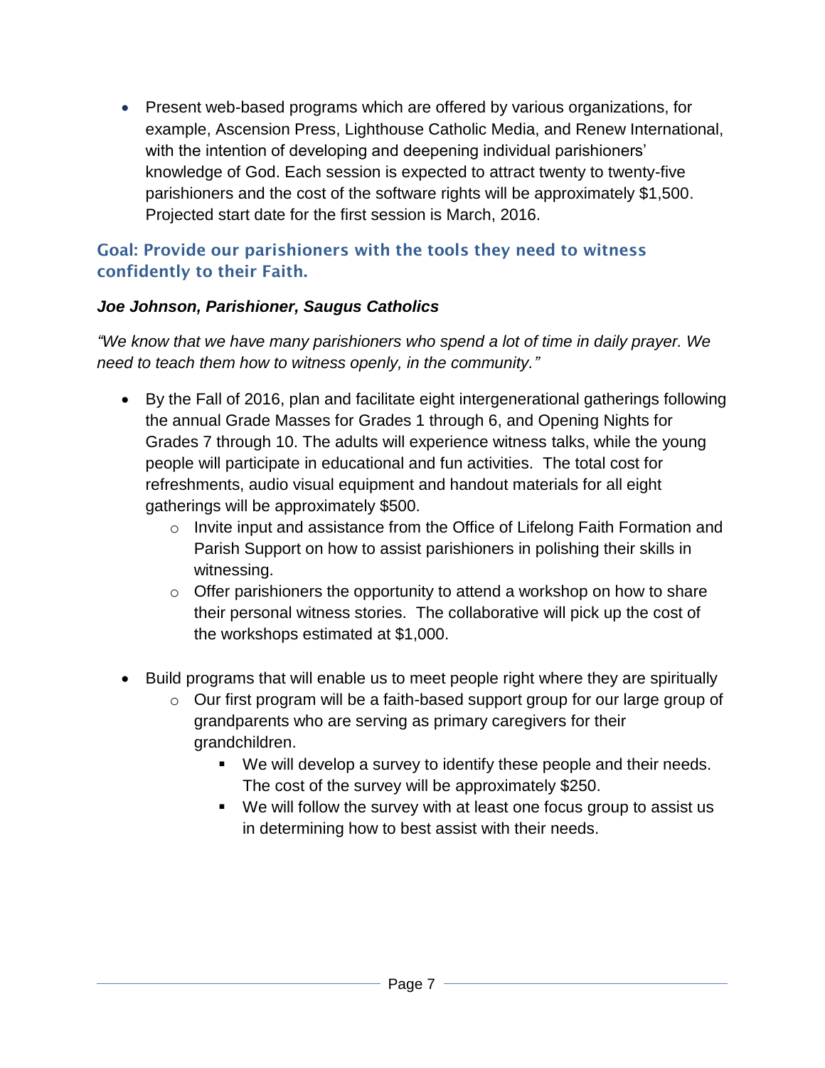- Present web-based programs which are offered by various organizations, for example, Ascension Press, Lighthouse Catholic Media, and Renew International, with the intention of developing and deepening individual parishioners' knowledge of God. Each session is expected to attract twenty to twenty-five parishioners and the cost of the software rights will be approximately $1,500. Projected start date for the first session is March, 2016.

## Goal: Provide our parishioners with the tools they need to witness confidently to their Faith.

***Joe Johnson, Parishioner, Saugus Catholics***

*"We know that we have many parishioners who spend a lot of time in daily prayer. We need to teach them how to witness openly, in the community."*

- By the Fall of 2016, plan and facilitate eight intergenerational gatherings following the annual Grade Masses for Grades 1 through 6, and Opening Nights for Grades 7 through 10. The adults will experience witness talks, while the young people will participate in educational and fun activities. The total cost for refreshments, audio visual equipment and handout materials for all eight gatherings will be approximately $500.
  - Invite input and assistance from the Office of Lifelong Faith Formation and Parish Support on how to assist parishioners in polishing their skills in witnessing.
  - Offer parishioners the opportunity to attend a workshop on how to share their personal witness stories. The collaborative will pick up the cost of the workshops estimated at $1,000.

- Build programs that will enable us to meet people right where they are spiritually
  - Our first program will be a faith-based support group for our large group of grandparents who are serving as primary caregivers for their grandchildren.
    - We will develop a survey to identify these people and their needs. The cost of the survey will be approximately $250.
    - We will follow the survey with at least one focus group to assist us in determining how to best assist with their needs.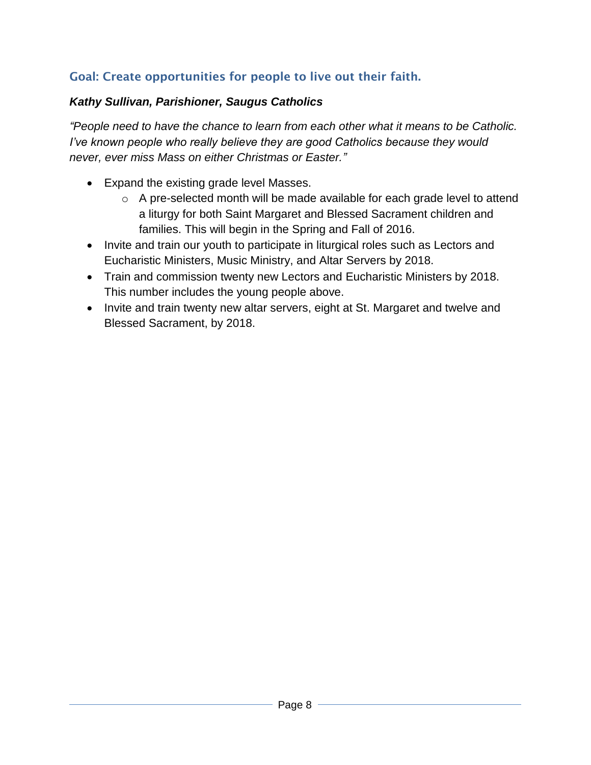## Goal: Create opportunities for people to live out their faith.

***Kathy Sullivan, Parishioner, Saugus Catholics***

*"People need to have the chance to learn from each other what it means to be Catholic. I've known people who really believe they are good Catholics because they would never, ever miss Mass on either Christmas or Easter."*

- Expand the existing grade level Masses.
  - A pre-selected month will be made available for each grade level to attend a liturgy for both Saint Margaret and Blessed Sacrament children and families. This will begin in the Spring and Fall of 2016.
- Invite and train our youth to participate in liturgical roles such as Lectors and Eucharistic Ministers, Music Ministry, and Altar Servers by 2018.
- Train and commission twenty new Lectors and Eucharistic Ministers by 2018. This number includes the young people above.
- Invite and train twenty new altar servers, eight at St. Margaret and twelve and Blessed Sacrament, by 2018.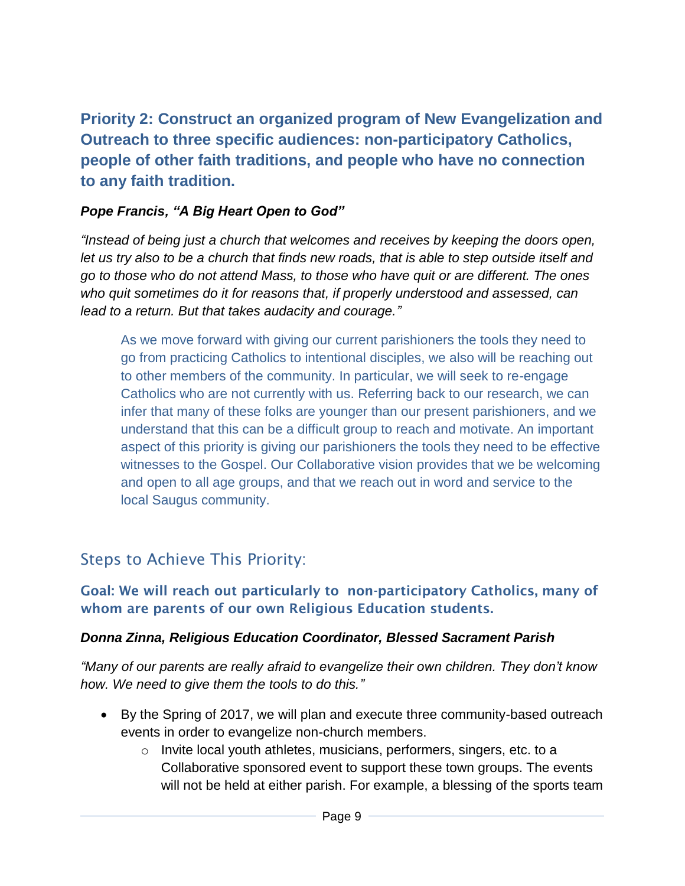## Priority 2: Construct an organized program of New Evangelization and Outreach to three specific audiences: non-participatory Catholics, people of other faith traditions, and people who have no connection to any faith tradition.

***Pope Francis, "A Big Heart Open to God"***

*"Instead of being just a church that welcomes and receives by keeping the doors open, let us try also to be a church that finds new roads, that is able to step outside itself and go to those who do not attend Mass, to those who have quit or are different. The ones who quit sometimes do it for reasons that, if properly understood and assessed, can lead to a return. But that takes audacity and courage."*

> As we move forward with giving our current parishioners the tools they need to go from practicing Catholics to intentional disciples, we also will be reaching out to other members of the community. In particular, we will seek to re-engage Catholics who are not currently with us. Referring back to our research, we can infer that many of these folks are younger than our present parishioners, and we understand that this can be a difficult group to reach and motivate. An important aspect of this priority is giving our parishioners the tools they need to be effective witnesses to the Gospel. Our Collaborative vision provides that we be welcoming and open to all age groups, and that we reach out in word and service to the local Saugus community.

## Steps to Achieve This Priority:

### Goal: We will reach out particularly to non-participatory Catholics, many of whom are parents of our own Religious Education students.

***Donna Zinna, Religious Education Coordinator, Blessed Sacrament Parish***

*"Many of our parents are really afraid to evangelize their own children. They don't know how. We need to give them the tools to do this."*

- By the Spring of 2017, we will plan and execute three community-based outreach events in order to evangelize non-church members.
  - Invite local youth athletes, musicians, performers, singers, etc. to a Collaborative sponsored event to support these town groups. The events will not be held at either parish. For example, a blessing of the sports team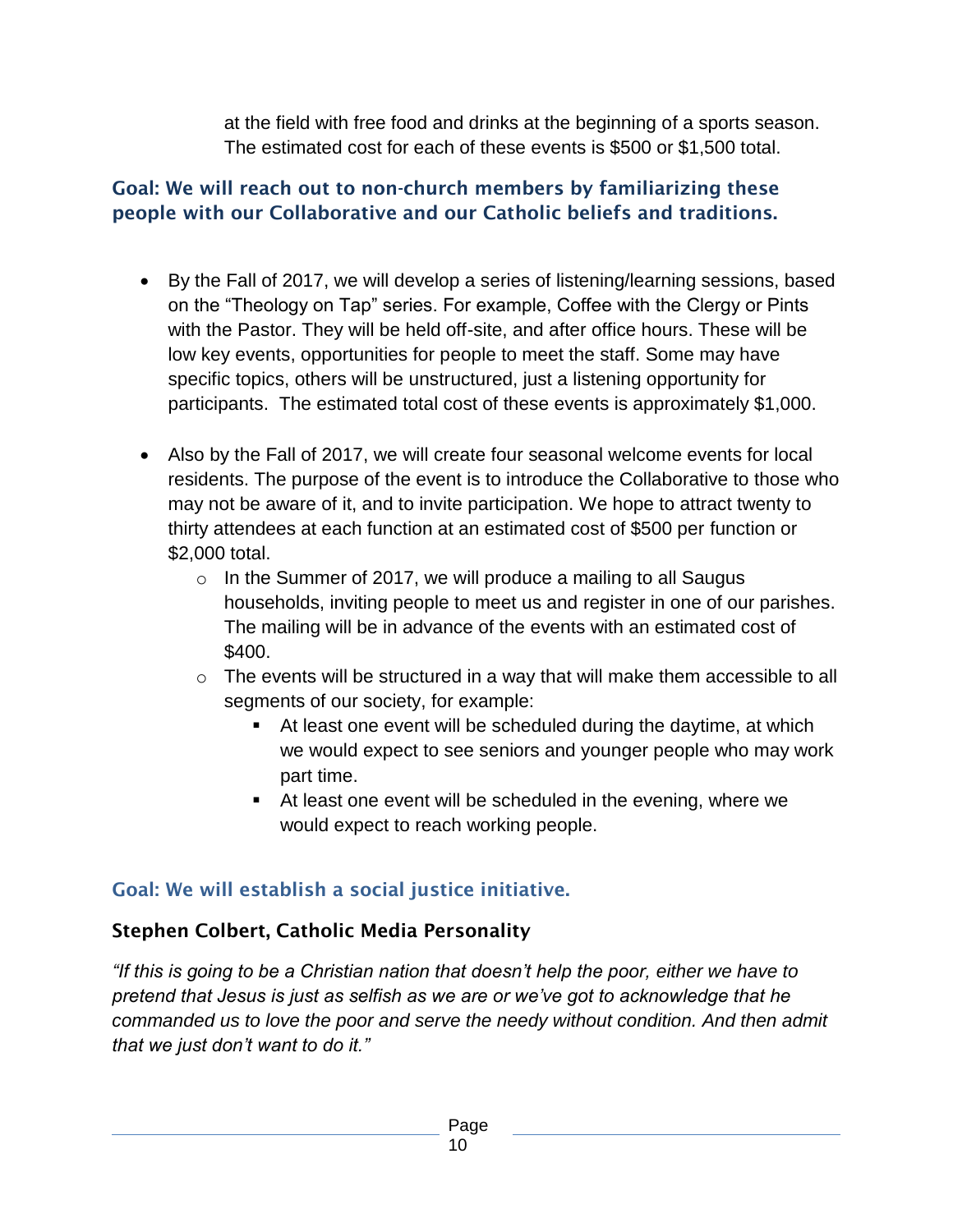at the field with free food and drinks at the beginning of a sports season. The estimated cost for each of these events is $500 or $1,500 total.

### Goal: We will reach out to non-church members by familiarizing these people with our Collaborative and our Catholic beliefs and traditions.

- By the Fall of 2017, we will develop a series of listening/learning sessions, based on the "Theology on Tap" series. For example, Coffee with the Clergy or Pints with the Pastor. They will be held off-site, and after office hours. These will be low key events, opportunities for people to meet the staff. Some may have specific topics, others will be unstructured, just a listening opportunity for participants. The estimated total cost of these events is approximately $1,000.

- Also by the Fall of 2017, we will create four seasonal welcome events for local residents. The purpose of the event is to introduce the Collaborative to those who may not be aware of it, and to invite participation. We hope to attract twenty to thirty attendees at each function at an estimated cost of $500 per function or $2,000 total.
  - In the Summer of 2017, we will produce a mailing to all Saugus households, inviting people to meet us and register in one of our parishes. The mailing will be in advance of the events with an estimated cost of $400.
  - The events will be structured in a way that will make them accessible to all segments of our society, for example:
    - At least one event will be scheduled during the daytime, at which we would expect to see seniors and younger people who may work part time.
    - At least one event will be scheduled in the evening, where we would expect to reach working people.

### Goal: We will establish a social justice initiative.

**Stephen Colbert, Catholic Media Personality**

*"If this is going to be a Christian nation that doesn't help the poor, either we have to pretend that Jesus is just as selfish as we are or we've got to acknowledge that he commanded us to love the poor and serve the needy without condition. And then admit that we just don't want to do it."*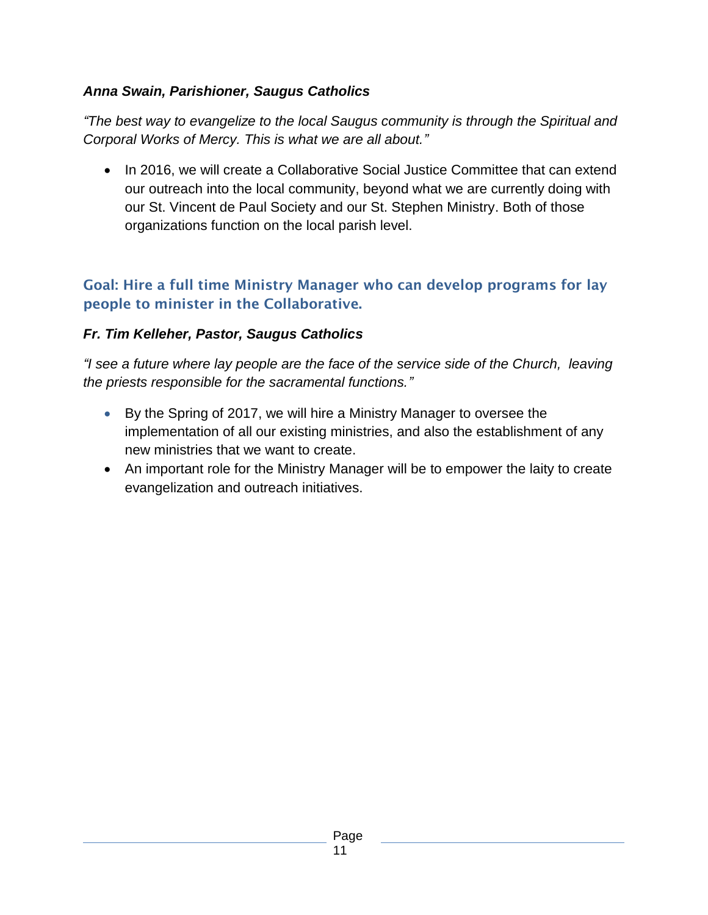***Anna Swain, Parishioner, Saugus Catholics***

*"The best way to evangelize to the local Saugus community is through the Spiritual and Corporal Works of Mercy. This is what we are all about."*

- In 2016, we will create a Collaborative Social Justice Committee that can extend our outreach into the local community, beyond what we are currently doing with our St. Vincent de Paul Society and our St. Stephen Ministry. Both of those organizations function on the local parish level.

## Goal: Hire a full time Ministry Manager who can develop programs for lay people to minister in the Collaborative.

***Fr. Tim Kelleher, Pastor, Saugus Catholics***

*"I see a future where lay people are the face of the service side of the Church, leaving the priests responsible for the sacramental functions."*

- By the Spring of 2017, we will hire a Ministry Manager to oversee the implementation of all our existing ministries, and also the establishment of any new ministries that we want to create.
- An important role for the Ministry Manager will be to empower the laity to create evangelization and outreach initiatives.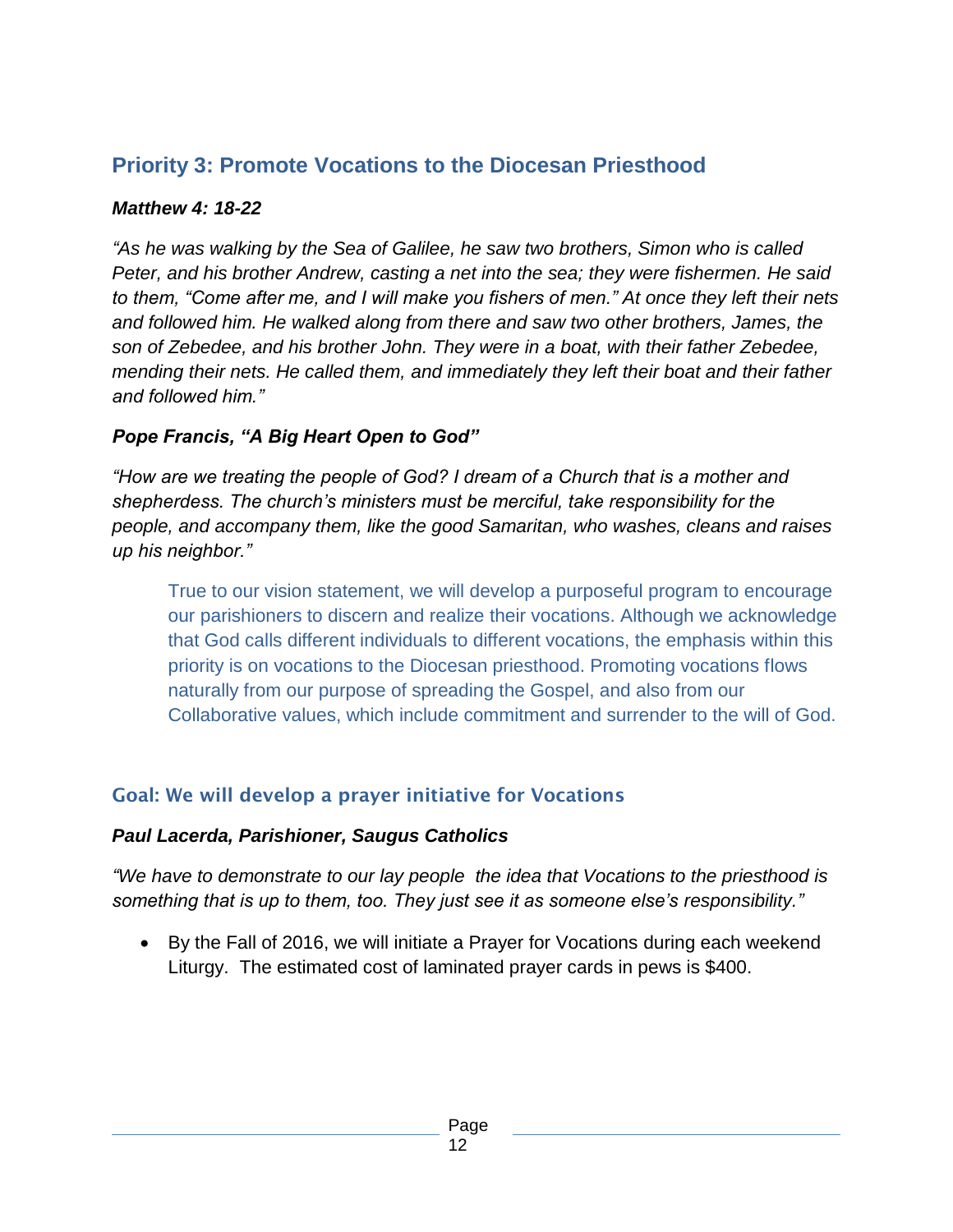## Priority 3: Promote Vocations to the Diocesan Priesthood

***Matthew 4: 18-22***

*"As he was walking by the Sea of Galilee, he saw two brothers, Simon who is called Peter, and his brother Andrew, casting a net into the sea; they were fishermen. He said to them, "Come after me, and I will make you fishers of men." At once they left their nets and followed him. He walked along from there and saw two other brothers, James, the son of Zebedee, and his brother John. They were in a boat, with their father Zebedee, mending their nets. He called them, and immediately they left their boat and their father and followed him."*

***Pope Francis, "A Big Heart Open to God"***

*"How are we treating the people of God? I dream of a Church that is a mother and shepherdess. The church's ministers must be merciful, take responsibility for the people, and accompany them, like the good Samaritan, who washes, cleans and raises up his neighbor."*

> True to our vision statement, we will develop a purposeful program to encourage our parishioners to discern and realize their vocations. Although we acknowledge that God calls different individuals to different vocations, the emphasis within this priority is on vocations to the Diocesan priesthood. Promoting vocations flows naturally from our purpose of spreading the Gospel, and also from our Collaborative values, which include commitment and surrender to the will of God.

### Goal: We will develop a prayer initiative for Vocations

***Paul Lacerda, Parishioner, Saugus Catholics***

*"We have to demonstrate to our lay people the idea that Vocations to the priesthood is something that is up to them, too. They just see it as someone else's responsibility."*

- By the Fall of 2016, we will initiate a Prayer for Vocations during each weekend Liturgy. The estimated cost of laminated prayer cards in pews is $400.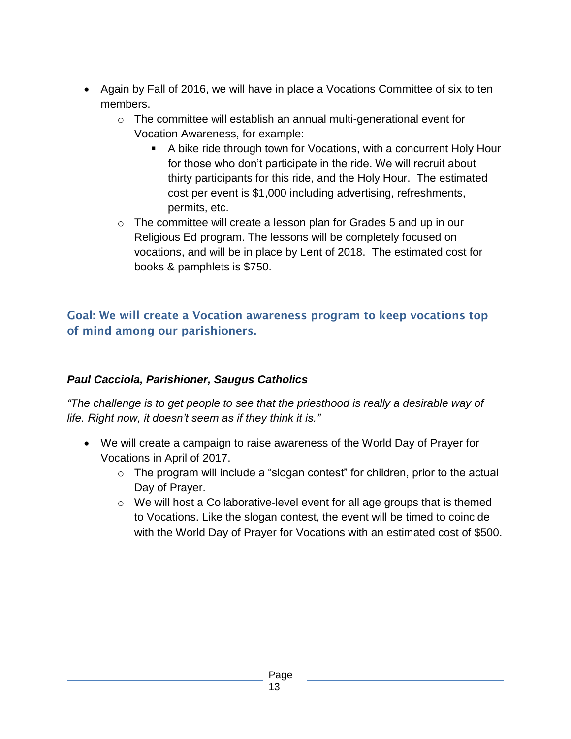- Again by Fall of 2016, we will have in place a Vocations Committee of six to ten members.
    - The committee will establish an annual multi-generational event for Vocation Awareness, for example:
        - A bike ride through town for Vocations, with a concurrent Holy Hour for those who don't participate in the ride. We will recruit about thirty participants for this ride, and the Holy Hour. The estimated cost per event is $1,000 including advertising, refreshments, permits, etc.
    - The committee will create a lesson plan for Grades 5 and up in our Religious Ed program. The lessons will be completely focused on vocations, and will be in place by Lent of 2018. The estimated cost for books & pamphlets is $750.

## Goal: We will create a Vocation awareness program to keep vocations top of mind among our parishioners.

***Paul Cacciola, Parishioner, Saugus Catholics***

*"The challenge is to get people to see that the priesthood is really a desirable way of life. Right now, it doesn't seem as if they think it is."*

- We will create a campaign to raise awareness of the World Day of Prayer for Vocations in April of 2017.
    - The program will include a "slogan contest" for children, prior to the actual Day of Prayer.
    - We will host a Collaborative-level event for all age groups that is themed to Vocations. Like the slogan contest, the event will be timed to coincide with the World Day of Prayer for Vocations with an estimated cost of $500.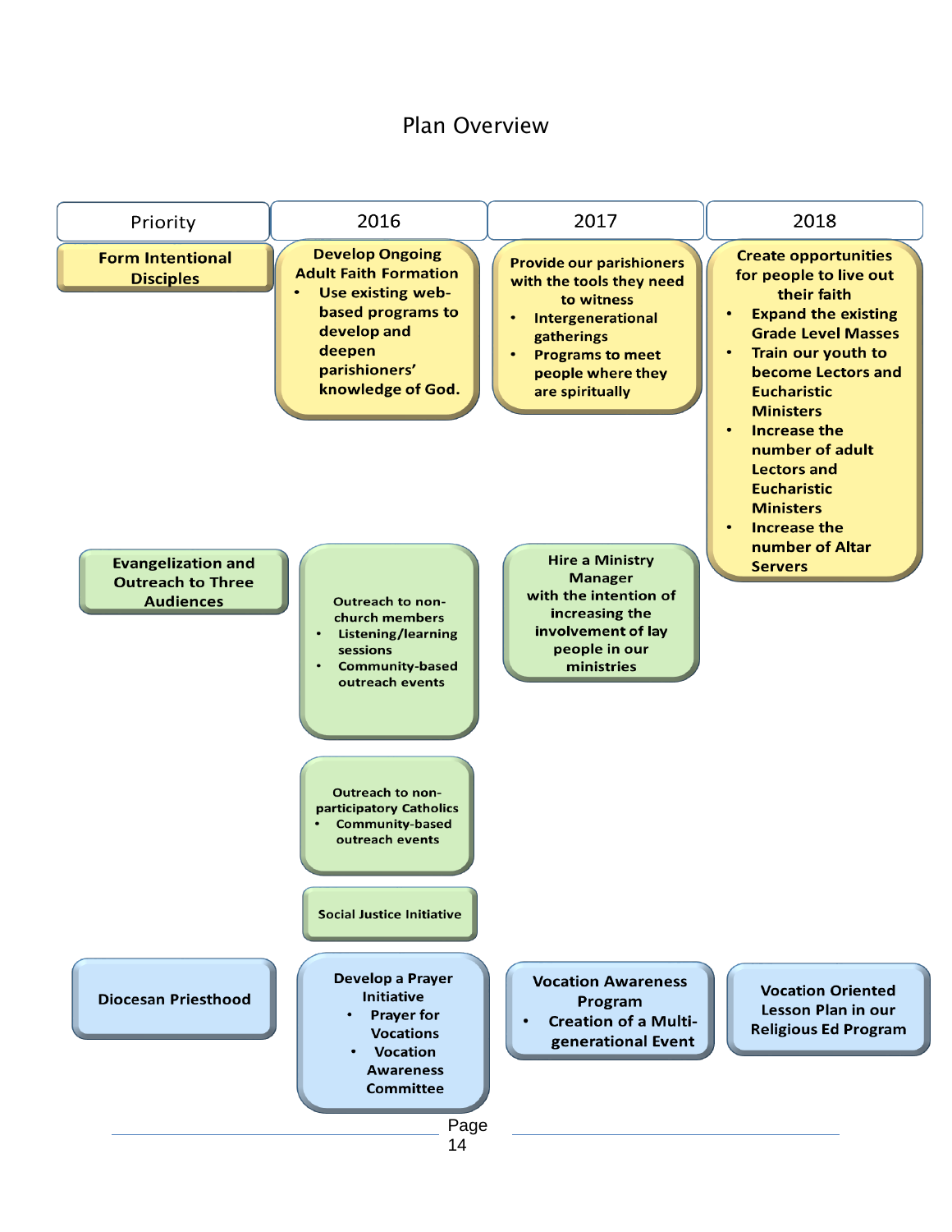# Plan Overview

| Priority | 2016 | 2017 | 2018 |
| --- | --- | --- | --- |
| **Form Intentional Disciples** | **Develop Ongoing Adult Faith Formation**<br>• Use existing web-based programs to develop and deepen parishioners' knowledge of God. | **Provide our parishioners with the tools they need to witness**<br>• Intergenerational gatherings<br>• Programs to meet people where they are spiritually | **Create opportunities for people to live out their faith**<br>• Expand the existing Grade Level Masses<br>• Train our youth to become Lectors and Eucharistic Ministers<br>• Increase the number of adult Lectors and Eucharistic Ministers<br>• Increase the number of Altar Servers |
| **Evangelization and Outreach to Three Audiences** | **Outreach to non-church members**<br>• Listening/learning sessions<br>• Community-based outreach events<br><br>**Outreach to non-participatory Catholics**<br>• Community-based outreach events<br><br>**Social Justice Initiative** | **Hire a Ministry Manager with the intention of increasing the involvement of lay people in our ministries** | |
| **Diocesan Priesthood** | **Develop a Prayer Initiative**<br>• Prayer for Vocations<br>• Vocation Awareness Committee | **Vocation Awareness Program**<br>• Creation of a Multi-generational Event | **Vocation Oriented Lesson Plan in our Religious Ed Program** |